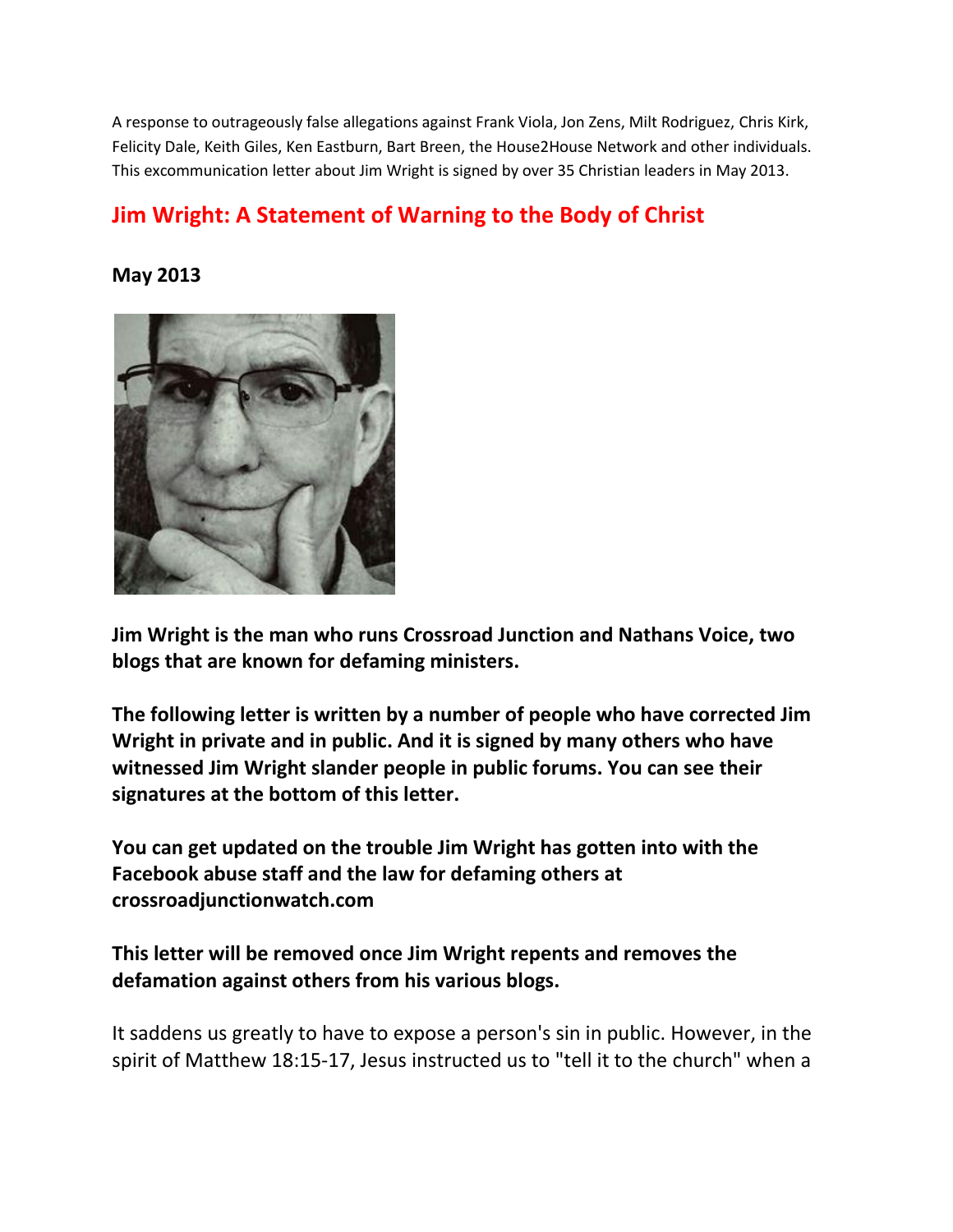A response to outrageously false allegations against Frank Viola, Jon Zens, Milt Rodriguez, Chris Kirk, Felicity Dale, Keith Giles, Ken Eastburn, Bart Breen, the House2House Network and other individuals. This excommunication letter about Jim Wright is signed by over 35 Christian leaders in May 2013.

# Jim Wright: A Statement of Warning to the Body of Christ

**May 2013**

**Jim Wright is the man who runs Crossroad Junction and Nathans Voice, two blogs that are known for defaming ministers.**

**The following letter is written by a number of people who have corrected Jim Wright in private and in public. And it is signed by many others who have witnessed Jim Wright slander people in public forums. You can see their signatures at the bottom of this letter.**

**You can get updated on the trouble Jim Wright has gotten into with the Facebook abuse staff and the law for defaming others at crossroadjunctionwatch.com**

**This letter will be removed once Jim Wright repents and removes the defamation against others from his various blogs.**

It saddens us greatly to have to expose a person's sin in public. However, in the spirit of Matthew 18:15-17, Jesus instructed us to "tell it to the church" when a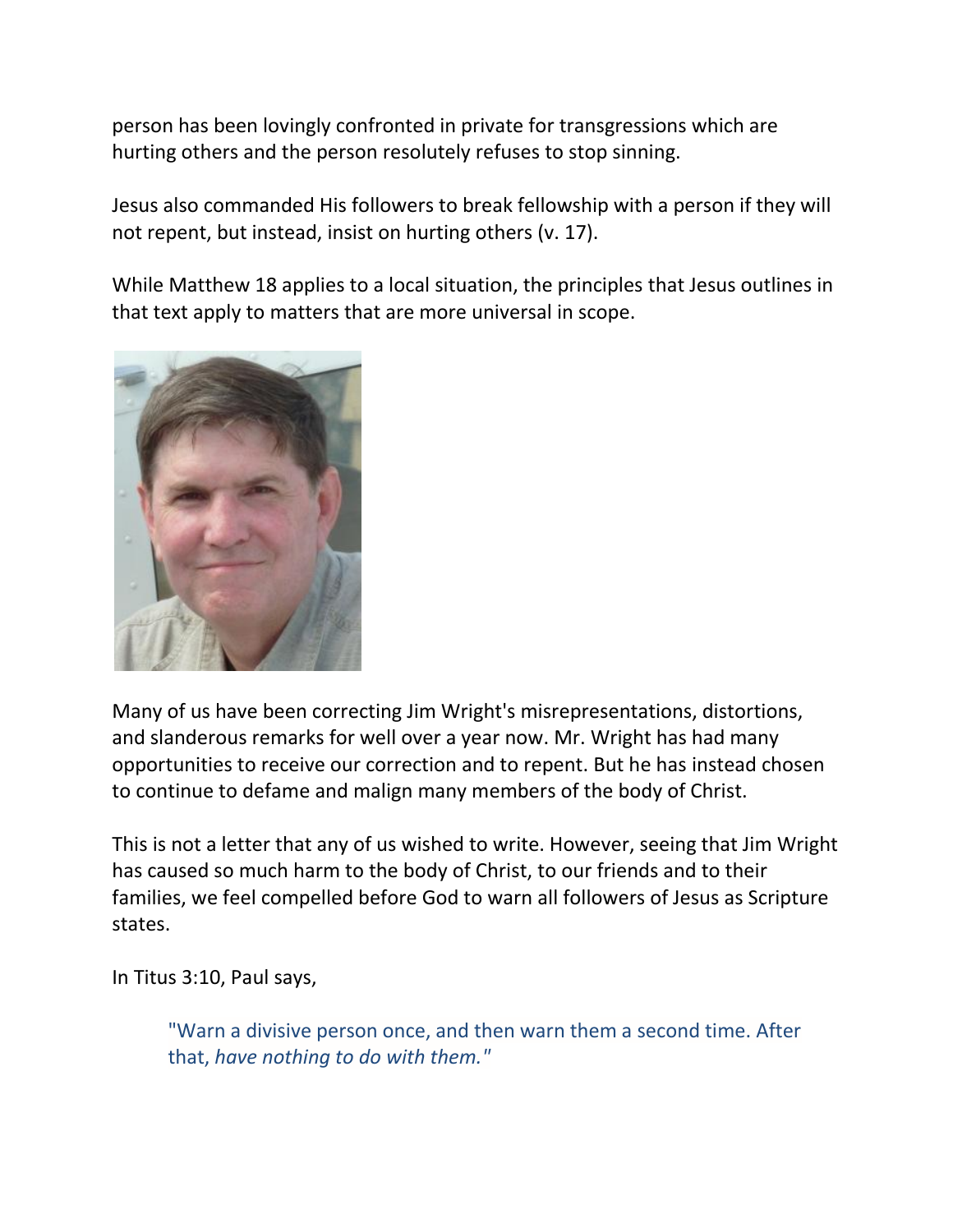person has been lovingly confronted in private for transgressions which are hurting others and the person resolutely refuses to stop sinning.

Jesus also commanded His followers to break fellowship with a person if they will not repent, but instead, insist on hurting others (v. 17).

While Matthew 18 applies to a local situation, the principles that Jesus outlines in that text apply to matters that are more universal in scope.

Many of us have been correcting Jim Wright's misrepresentations, distortions, and slanderous remarks for well over a year now. Mr. Wright has had many opportunities to receive our correction and to repent. But he has instead chosen to continue to defame and malign many members of the body of Christ.

This is not a letter that any of us wished to write. However, seeing that Jim Wright has caused so much harm to the body of Christ, to our friends and to their families, we feel compelled before God to warn all followers of Jesus as Scripture states.

In Titus 3:10, Paul says,

> "Warn a divisive person once, and then warn them a second time. After that, *have nothing to do with them.*"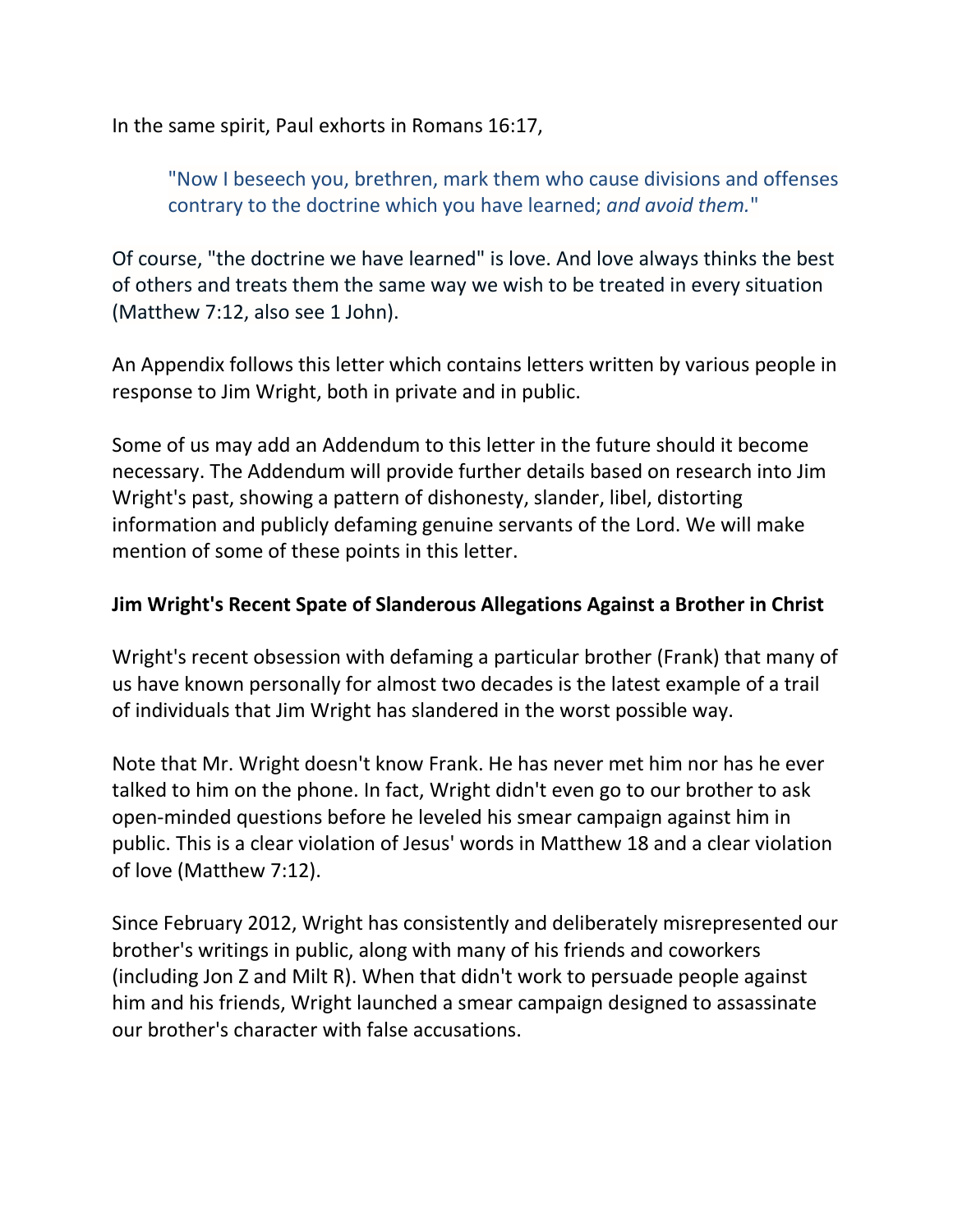In the same spirit, Paul exhorts in Romans 16:17,

> "Now I beseech you, brethren, mark them who cause divisions and offenses contrary to the doctrine which you have learned; *and avoid them.*"

Of course, "the doctrine we have learned" is love. And love always thinks the best of others and treats them the same way we wish to be treated in every situation (Matthew 7:12, also see 1 John).

An Appendix follows this letter which contains letters written by various people in response to Jim Wright, both in private and in public.

Some of us may add an Addendum to this letter in the future should it become necessary. The Addendum will provide further details based on research into Jim Wright's past, showing a pattern of dishonesty, slander, libel, distorting information and publicly defaming genuine servants of the Lord. We will make mention of some of these points in this letter.

**Jim Wright's Recent Spate of Slanderous Allegations Against a Brother in Christ**

Wright's recent obsession with defaming a particular brother (Frank) that many of us have known personally for almost two decades is the latest example of a trail of individuals that Jim Wright has slandered in the worst possible way.

Note that Mr. Wright doesn't know Frank. He has never met him nor has he ever talked to him on the phone. In fact, Wright didn't even go to our brother to ask open-minded questions before he leveled his smear campaign against him in public. This is a clear violation of Jesus' words in Matthew 18 and a clear violation of love (Matthew 7:12).

Since February 2012, Wright has consistently and deliberately misrepresented our brother's writings in public, along with many of his friends and coworkers (including Jon Z and Milt R). When that didn't work to persuade people against him and his friends, Wright launched a smear campaign designed to assassinate our brother's character with false accusations.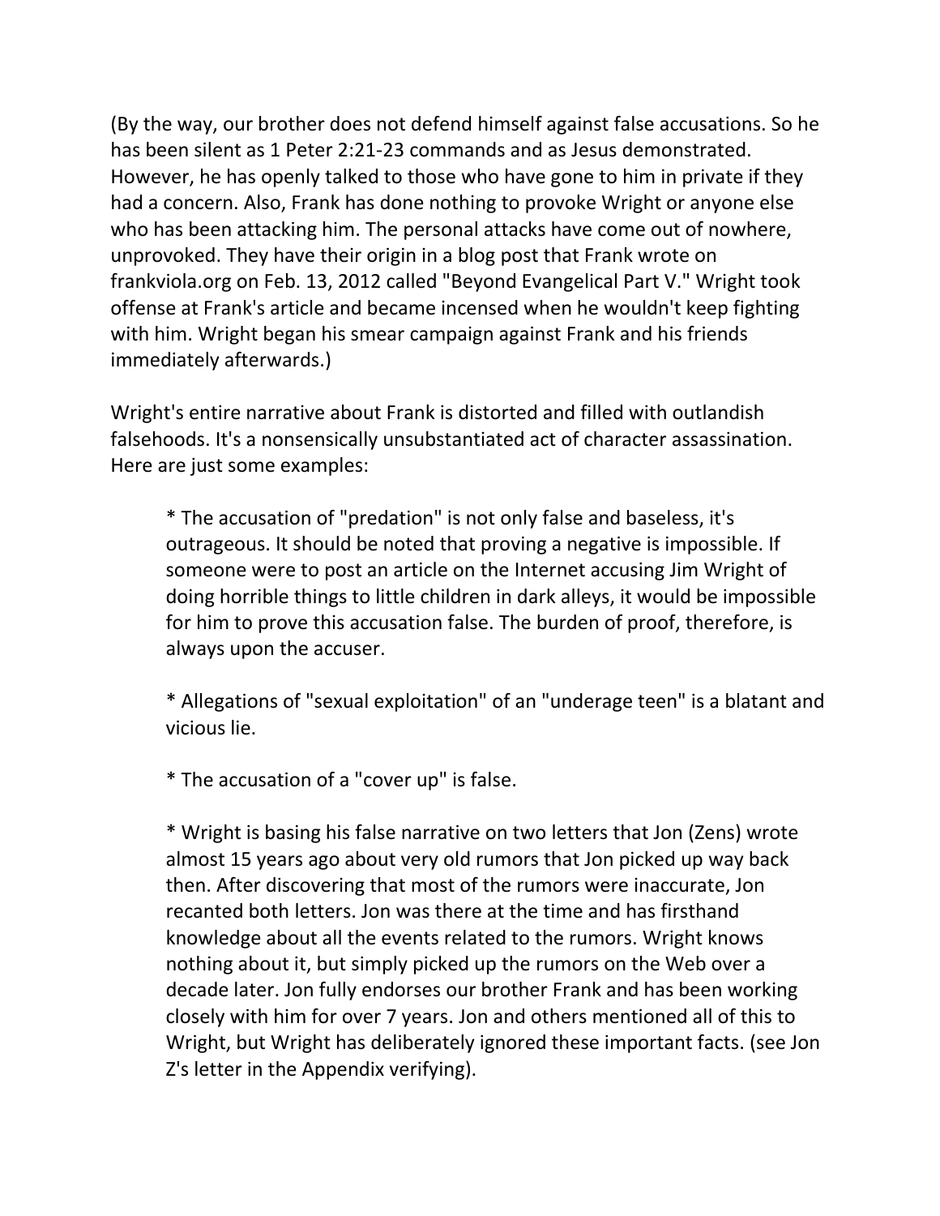(By the way, our brother does not defend himself against false accusations. So he has been silent as 1 Peter 2:21-23 commands and as Jesus demonstrated. However, he has openly talked to those who have gone to him in private if they had a concern. Also, Frank has done nothing to provoke Wright or anyone else who has been attacking him. The personal attacks have come out of nowhere, unprovoked. They have their origin in a blog post that Frank wrote on frankviola.org on Feb. 13, 2012 called "Beyond Evangelical Part V." Wright took offense at Frank's article and became incensed when he wouldn't keep fighting with him. Wright began his smear campaign against Frank and his friends immediately afterwards.)

Wright's entire narrative about Frank is distorted and filled with outlandish falsehoods. It's a nonsensically unsubstantiated act of character assassination. Here are just some examples:

* The accusation of "predation" is not only false and baseless, it's outrageous. It should be noted that proving a negative is impossible. If someone were to post an article on the Internet accusing Jim Wright of doing horrible things to little children in dark alleys, it would be impossible for him to prove this accusation false. The burden of proof, therefore, is always upon the accuser.

* Allegations of "sexual exploitation" of an "underage teen" is a blatant and vicious lie.

* The accusation of a "cover up" is false.

* Wright is basing his false narrative on two letters that Jon (Zens) wrote almost 15 years ago about very old rumors that Jon picked up way back then. After discovering that most of the rumors were inaccurate, Jon recanted both letters. Jon was there at the time and has firsthand knowledge about all the events related to the rumors. Wright knows nothing about it, but simply picked up the rumors on the Web over a decade later. Jon fully endorses our brother Frank and has been working closely with him for over 7 years. Jon and others mentioned all of this to Wright, but Wright has deliberately ignored these important facts. (see Jon Z's letter in the Appendix verifying).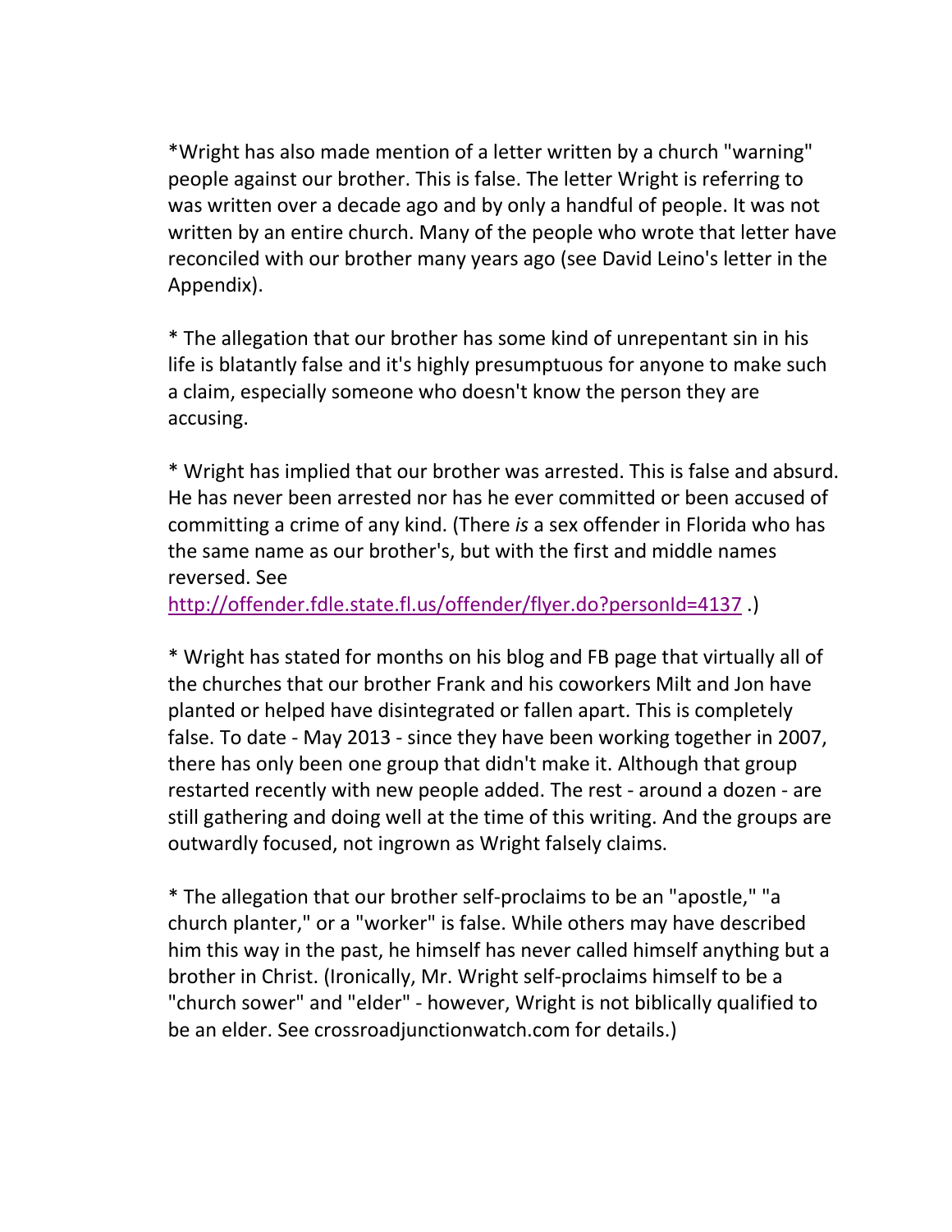*Wright has also made mention of a letter written by a church "warning" people against our brother. This is false. The letter Wright is referring to was written over a decade ago and by only a handful of people. It was not written by an entire church. Many of the people who wrote that letter have reconciled with our brother many years ago (see David Leino's letter in the Appendix).

* The allegation that our brother has some kind of unrepentant sin in his life is blatantly false and it's highly presumptuous for anyone to make such a claim, especially someone who doesn't know the person they are accusing.

* Wright has implied that our brother was arrested. This is false and absurd. He has never been arrested nor has he ever committed or been accused of committing a crime of any kind. (There *is* a sex offender in Florida who has the same name as our brother's, but with the first and middle names reversed. See http://offender.fdle.state.fl.us/offender/flyer.do?personId=4137 .)

* Wright has stated for months on his blog and FB page that virtually all of the churches that our brother Frank and his coworkers Milt and Jon have planted or helped have disintegrated or fallen apart. This is completely false. To date - May 2013 - since they have been working together in 2007, there has only been one group that didn't make it. Although that group restarted recently with new people added. The rest - around a dozen - are still gathering and doing well at the time of this writing. And the groups are outwardly focused, not ingrown as Wright falsely claims.

* The allegation that our brother self-proclaims to be an "apostle," "a church planter," or a "worker" is false. While others may have described him this way in the past, he himself has never called himself anything but a brother in Christ. (Ironically, Mr. Wright self-proclaims himself to be a "church sower" and "elder" - however, Wright is not biblically qualified to be an elder. See crossroadjunctionwatch.com for details.)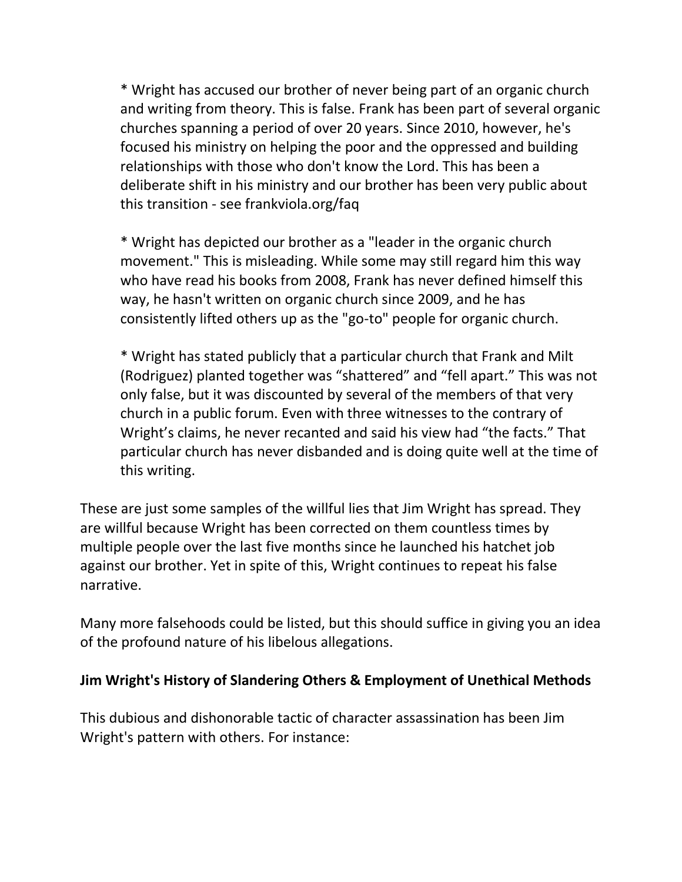* Wright has accused our brother of never being part of an organic church and writing from theory. This is false. Frank has been part of several organic churches spanning a period of over 20 years. Since 2010, however, he's focused his ministry on helping the poor and the oppressed and building relationships with those who don't know the Lord. This has been a deliberate shift in his ministry and our brother has been very public about this transition - see frankviola.org/faq

* Wright has depicted our brother as a "leader in the organic church movement." This is misleading. While some may still regard him this way who have read his books from 2008, Frank has never defined himself this way, he hasn't written on organic church since 2009, and he has consistently lifted others up as the "go-to" people for organic church.

* Wright has stated publicly that a particular church that Frank and Milt (Rodriguez) planted together was "shattered" and "fell apart." This was not only false, but it was discounted by several of the members of that very church in a public forum. Even with three witnesses to the contrary of Wright's claims, he never recanted and said his view had "the facts." That particular church has never disbanded and is doing quite well at the time of this writing.

These are just some samples of the willful lies that Jim Wright has spread. They are willful because Wright has been corrected on them countless times by multiple people over the last five months since he launched his hatchet job against our brother. Yet in spite of this, Wright continues to repeat his false narrative.

Many more falsehoods could be listed, but this should suffice in giving you an idea of the profound nature of his libelous allegations.

**Jim Wright's History of Slandering Others & Employment of Unethical Methods**

This dubious and dishonorable tactic of character assassination has been Jim Wright's pattern with others. For instance: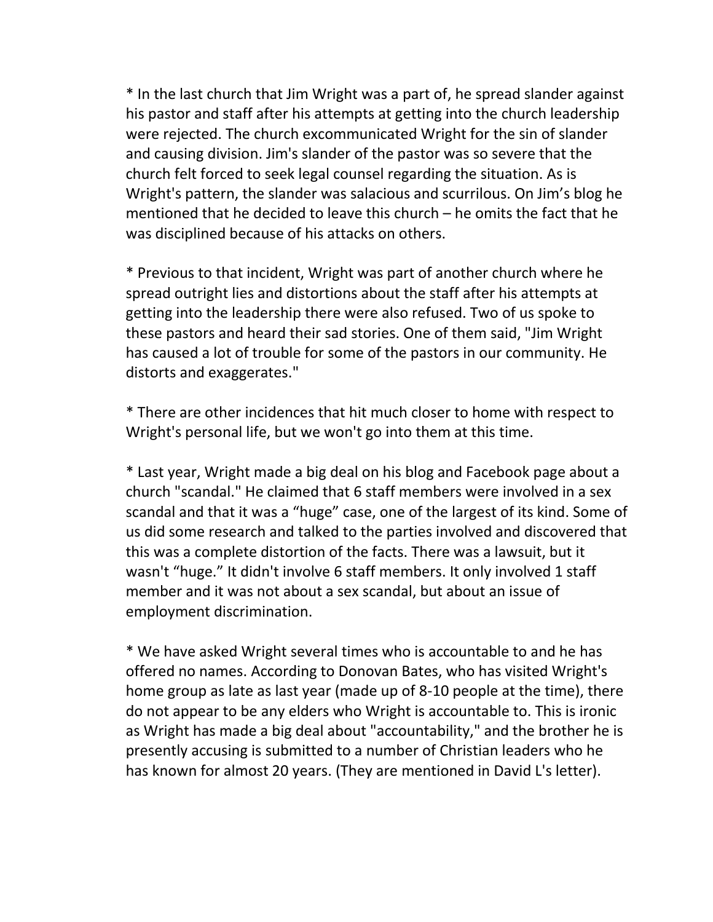* In the last church that Jim Wright was a part of, he spread slander against his pastor and staff after his attempts at getting into the church leadership were rejected. The church excommunicated Wright for the sin of slander and causing division. Jim's slander of the pastor was so severe that the church felt forced to seek legal counsel regarding the situation. As is Wright's pattern, the slander was salacious and scurrilous. On Jim's blog he mentioned that he decided to leave this church – he omits the fact that he was disciplined because of his attacks on others.

* Previous to that incident, Wright was part of another church where he spread outright lies and distortions about the staff after his attempts at getting into the leadership there were also refused. Two of us spoke to these pastors and heard their sad stories. One of them said, "Jim Wright has caused a lot of trouble for some of the pastors in our community. He distorts and exaggerates."

* There are other incidences that hit much closer to home with respect to Wright's personal life, but we won't go into them at this time.

* Last year, Wright made a big deal on his blog and Facebook page about a church "scandal." He claimed that 6 staff members were involved in a sex scandal and that it was a "huge" case, one of the largest of its kind. Some of us did some research and talked to the parties involved and discovered that this was a complete distortion of the facts. There was a lawsuit, but it wasn't "huge." It didn't involve 6 staff members. It only involved 1 staff member and it was not about a sex scandal, but about an issue of employment discrimination.

* We have asked Wright several times who is accountable to and he has offered no names. According to Donovan Bates, who has visited Wright's home group as late as last year (made up of 8-10 people at the time), there do not appear to be any elders who Wright is accountable to. This is ironic as Wright has made a big deal about "accountability," and the brother he is presently accusing is submitted to a number of Christian leaders who he has known for almost 20 years. (They are mentioned in David L's letter).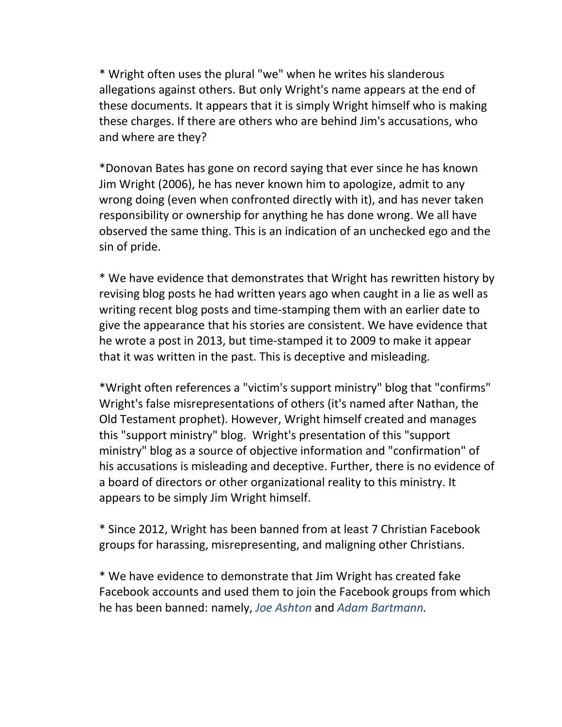* Wright often uses the plural "we" when he writes his slanderous allegations against others. But only Wright's name appears at the end of these documents. It appears that it is simply Wright himself who is making these charges. If there are others who are behind Jim's accusations, who and where are they?

*Donovan Bates has gone on record saying that ever since he has known Jim Wright (2006), he has never known him to apologize, admit to any wrong doing (even when confronted directly with it), and has never taken responsibility or ownership for anything he has done wrong. We all have observed the same thing. This is an indication of an unchecked ego and the sin of pride.

* We have evidence that demonstrates that Wright has rewritten history by revising blog posts he had written years ago when caught in a lie as well as writing recent blog posts and time-stamping them with an earlier date to give the appearance that his stories are consistent. We have evidence that he wrote a post in 2013, but time-stamped it to 2009 to make it appear that it was written in the past. This is deceptive and misleading.

*Wright often references a "victim's support ministry" blog that "confirms" Wright's false misrepresentations of others (it's named after Nathan, the Old Testament prophet). However, Wright himself created and manages this "support ministry" blog. Wright's presentation of this "support ministry" blog as a source of objective information and "confirmation" of his accusations is misleading and deceptive. Further, there is no evidence of a board of directors or other organizational reality to this ministry. It appears to be simply Jim Wright himself.

* Since 2012, Wright has been banned from at least 7 Christian Facebook groups for harassing, misrepresenting, and maligning other Christians.

* We have evidence to demonstrate that Jim Wright has created fake Facebook accounts and used them to join the Facebook groups from which he has been banned: namely, *Joe Ashton* and *Adam Bartmann.*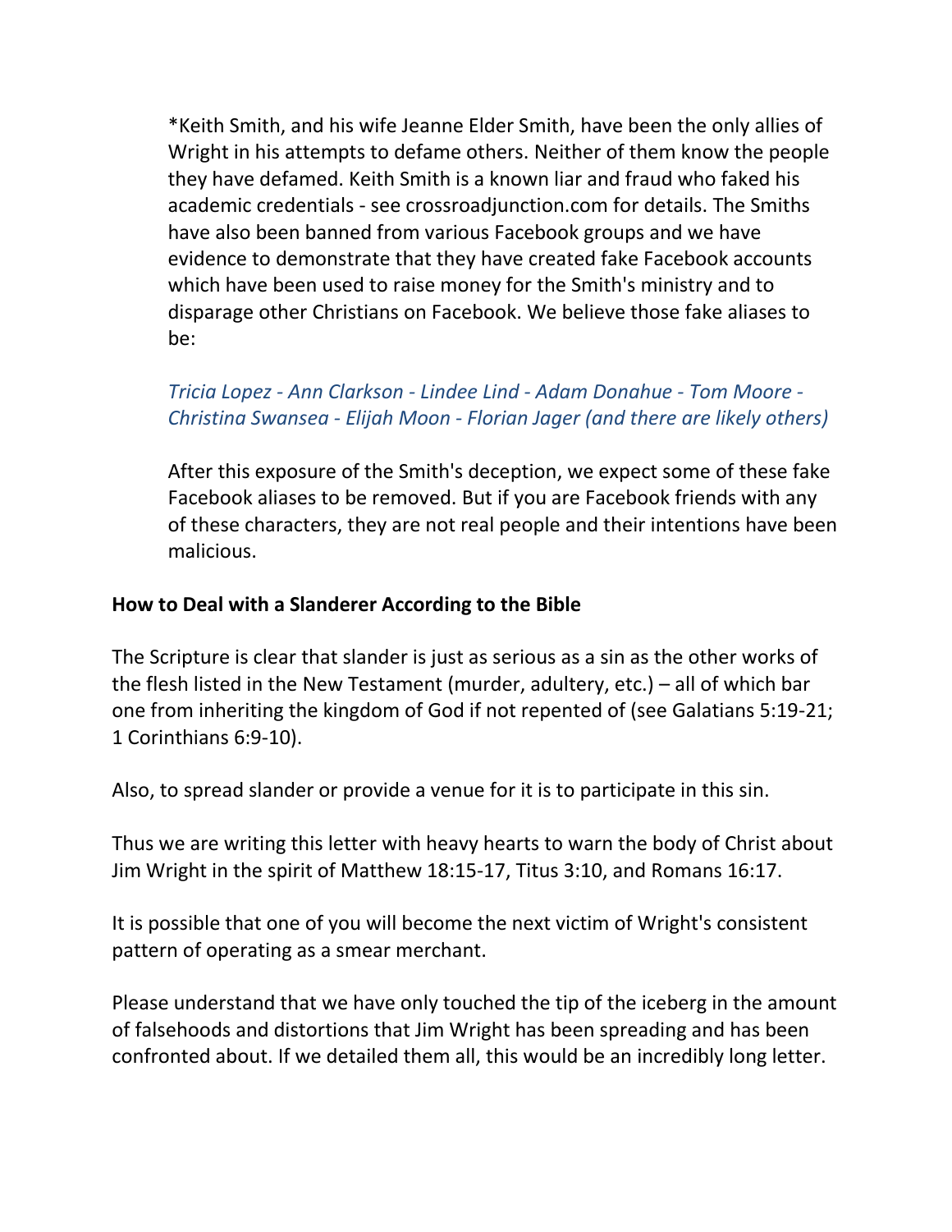*Keith Smith, and his wife Jeanne Elder Smith, have been the only allies of Wright in his attempts to defame others. Neither of them know the people they have defamed. Keith Smith is a known liar and fraud who faked his academic credentials - see crossroadjunction.com for details. The Smiths have also been banned from various Facebook groups and we have evidence to demonstrate that they have created fake Facebook accounts which have been used to raise money for the Smith's ministry and to disparage other Christians on Facebook. We believe those fake aliases to be:

*Tricia Lopez - Ann Clarkson - Lindee Lind - Adam Donahue - Tom Moore - Christina Swansea - Elijah Moon - Florian Jager (and there are likely others)*

After this exposure of the Smith's deception, we expect some of these fake Facebook aliases to be removed. But if you are Facebook friends with any of these characters, they are not real people and their intentions have been malicious.

**How to Deal with a Slanderer According to the Bible**

The Scripture is clear that slander is just as serious as a sin as the other works of the flesh listed in the New Testament (murder, adultery, etc.) – all of which bar one from inheriting the kingdom of God if not repented of (see Galatians 5:19-21; 1 Corinthians 6:9-10).

Also, to spread slander or provide a venue for it is to participate in this sin.

Thus we are writing this letter with heavy hearts to warn the body of Christ about Jim Wright in the spirit of Matthew 18:15-17, Titus 3:10, and Romans 16:17.

It is possible that one of you will become the next victim of Wright's consistent pattern of operating as a smear merchant.

Please understand that we have only touched the tip of the iceberg in the amount of falsehoods and distortions that Jim Wright has been spreading and has been confronted about. If we detailed them all, this would be an incredibly long letter.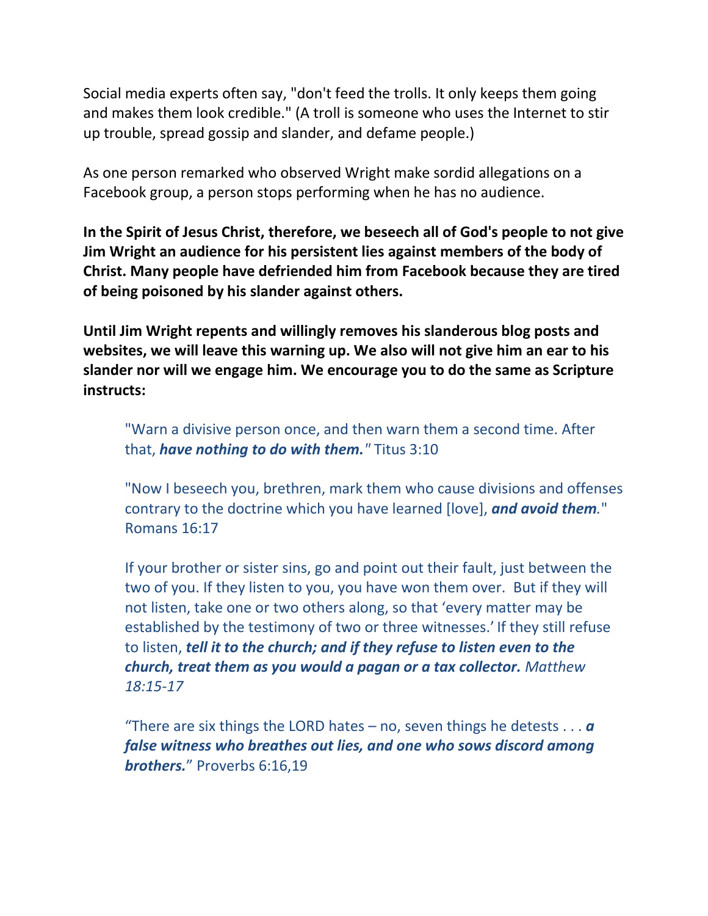Social media experts often say, "don't feed the trolls. It only keeps them going and makes them look credible." (A troll is someone who uses the Internet to stir up trouble, spread gossip and slander, and defame people.)

As one person remarked who observed Wright make sordid allegations on a Facebook group, a person stops performing when he has no audience.

**In the Spirit of Jesus Christ, therefore, we beseech all of God's people to not give Jim Wright an audience for his persistent lies against members of the body of Christ. Many people have defriended him from Facebook because they are tired of being poisoned by his slander against others.**

**Until Jim Wright repents and willingly removes his slanderous blog posts and websites, we will leave this warning up. We also will not give him an ear to his slander nor will we engage him. We encourage you to do the same as Scripture instructs:**

> "Warn a divisive person once, and then warn them a second time. After that, ***have nothing to do with them.****"* Titus 3:10
>
> "Now I beseech you, brethren, mark them who cause divisions and offenses contrary to the doctrine which you have learned [love], ***and avoid them****.*" Romans 16:17
>
> If your brother or sister sins, go and point out their fault, just between the two of you. If they listen to you, you have won them over. But if they will not listen, take one or two others along, so that 'every matter may be established by the testimony of two or three witnesses.' If they still refuse to listen, ***tell it to the church; and if they refuse to listen even to the church, treat them as you would a pagan or a tax collector.*** *Matthew 18:15-17*
>
> "There are six things the LORD hates – no, seven things he detests . . . ***a false witness who breathes out lies, and one who sows discord among brothers.***" Proverbs 6:16,19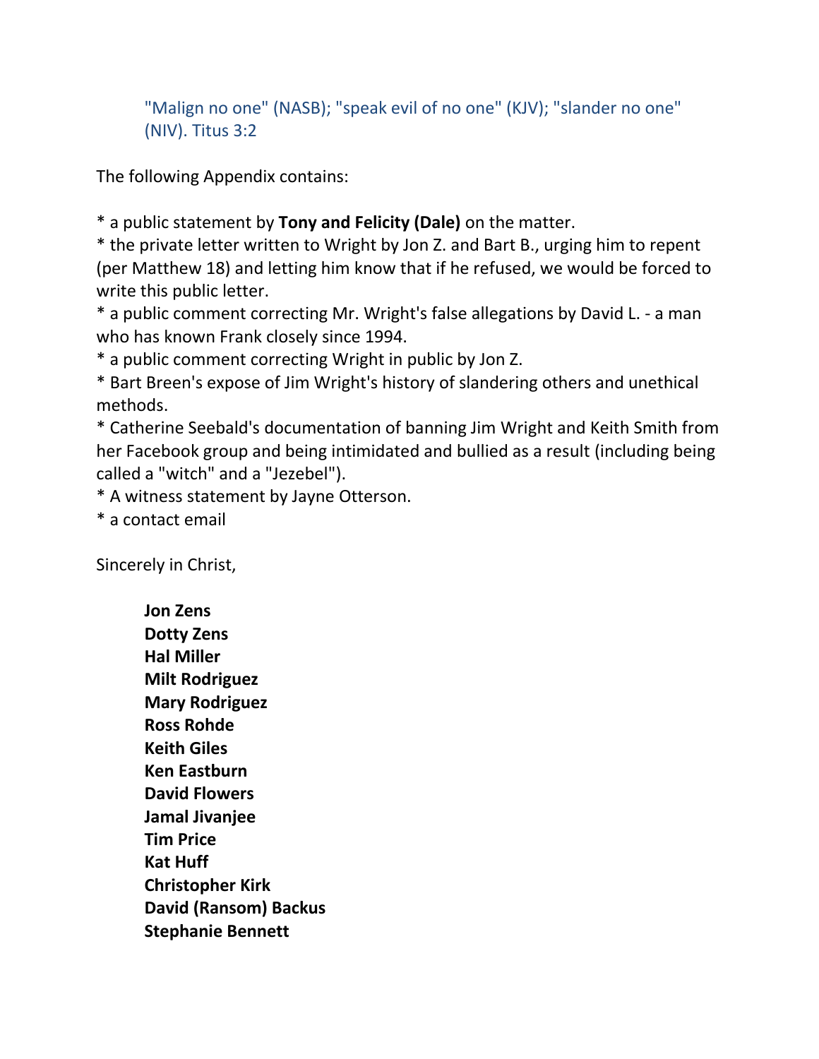"Malign no one" (NASB); "speak evil of no one" (KJV); "slander no one" (NIV). Titus 3:2

The following Appendix contains:

* a public statement by **Tony and Felicity (Dale)** on the matter.
* the private letter written to Wright by Jon Z. and Bart B., urging him to repent (per Matthew 18) and letting him know that if he refused, we would be forced to write this public letter.
* a public comment correcting Mr. Wright's false allegations by David L. - a man who has known Frank closely since 1994.
* a public comment correcting Wright in public by Jon Z.
* Bart Breen's expose of Jim Wright's history of slandering others and unethical methods.
* Catherine Seebald's documentation of banning Jim Wright and Keith Smith from her Facebook group and being intimidated and bullied as a result (including being called a "witch" and a "Jezebel").
* A witness statement by Jayne Otterson.
* a contact email

Sincerely in Christ,

**Jon Zens**
**Dotty Zens**
**Hal Miller**
**Milt Rodriguez**
**Mary Rodriguez**
**Ross Rohde**
**Keith Giles**
**Ken Eastburn**
**David Flowers**
**Jamal Jivanjee**
**Tim Price**
**Kat Huff**
**Christopher Kirk**
**David (Ransom) Backus**
**Stephanie Bennett**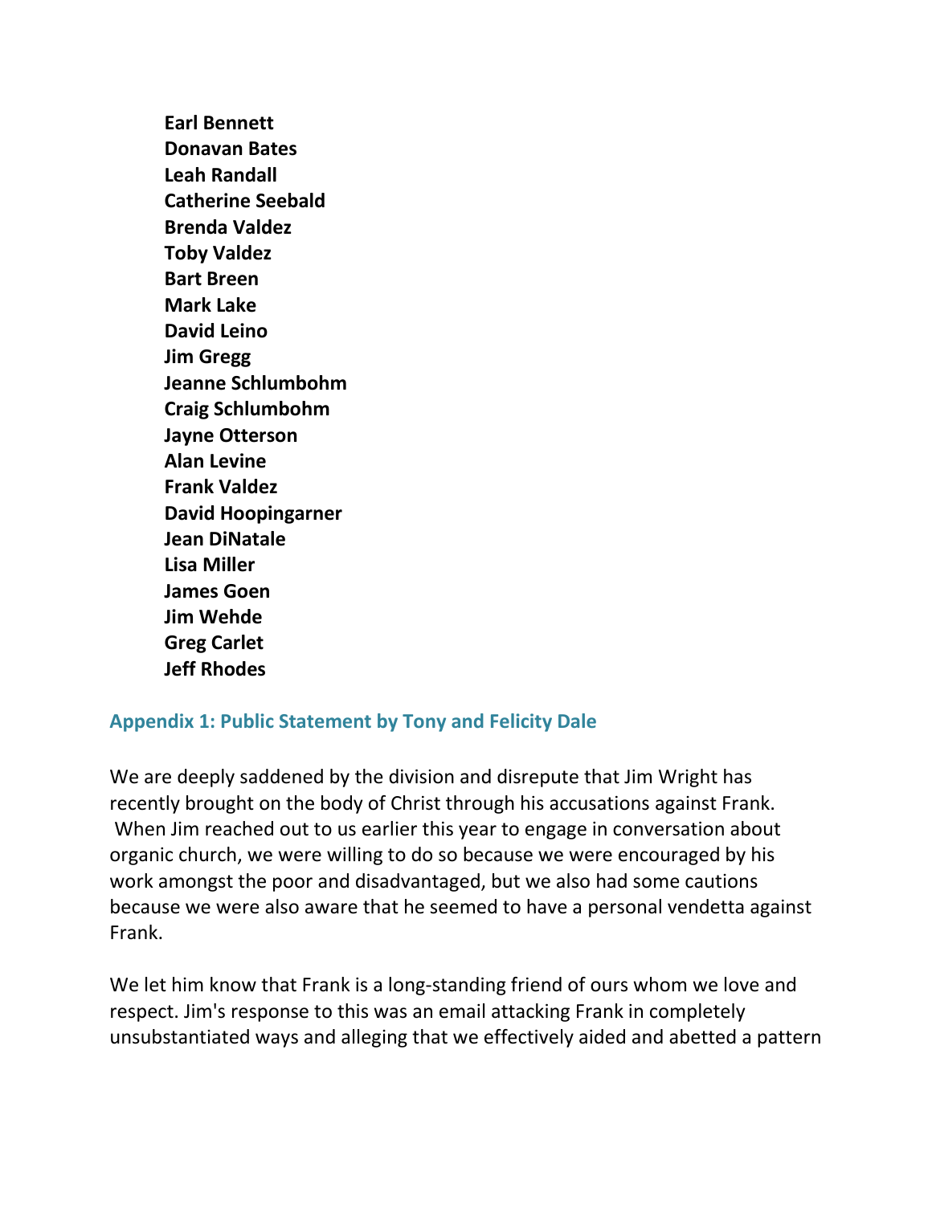**Earl Bennett**
**Donavan Bates**
**Leah Randall**
**Catherine Seebald**
**Brenda Valdez**
**Toby Valdez**
**Bart Breen**
**Mark Lake**
**David Leino**
**Jim Gregg**
**Jeanne Schlumbohm**
**Craig Schlumbohm**
**Jayne Otterson**
**Alan Levine**
**Frank Valdez**
**David Hoopingarner**
**Jean DiNatale**
**Lisa Miller**
**James Goen**
**Jim Wehde**
**Greg Carlet**
**Jeff Rhodes**

## Appendix 1: Public Statement by Tony and Felicity Dale

We are deeply saddened by the division and disrepute that Jim Wright has recently brought on the body of Christ through his accusations against Frank. When Jim reached out to us earlier this year to engage in conversation about organic church, we were willing to do so because we were encouraged by his work amongst the poor and disadvantaged, but we also had some cautions because we were also aware that he seemed to have a personal vendetta against Frank.

We let him know that Frank is a long-standing friend of ours whom we love and respect. Jim's response to this was an email attacking Frank in completely unsubstantiated ways and alleging that we effectively aided and abetted a pattern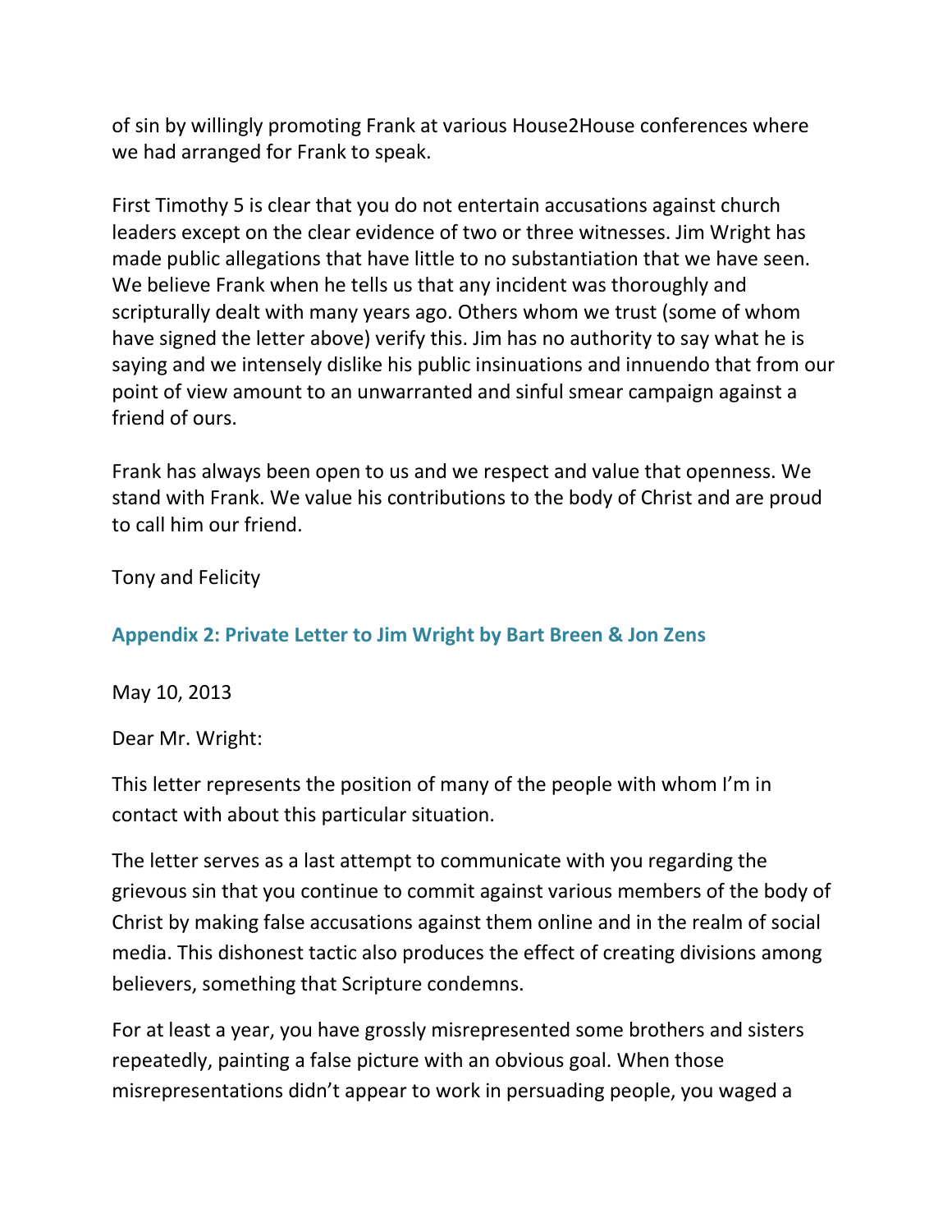of sin by willingly promoting Frank at various House2House conferences where we had arranged for Frank to speak.

First Timothy 5 is clear that you do not entertain accusations against church leaders except on the clear evidence of two or three witnesses. Jim Wright has made public allegations that have little to no substantiation that we have seen. We believe Frank when he tells us that any incident was thoroughly and scripturally dealt with many years ago. Others whom we trust (some of whom have signed the letter above) verify this. Jim has no authority to say what he is saying and we intensely dislike his public insinuations and innuendo that from our point of view amount to an unwarranted and sinful smear campaign against a friend of ours.

Frank has always been open to us and we respect and value that openness. We stand with Frank. We value his contributions to the body of Christ and are proud to call him our friend.

Tony and Felicity

## Appendix 2: Private Letter to Jim Wright by Bart Breen & Jon Zens

May 10, 2013

Dear Mr. Wright:

This letter represents the position of many of the people with whom I'm in contact with about this particular situation.

The letter serves as a last attempt to communicate with you regarding the grievous sin that you continue to commit against various members of the body of Christ by making false accusations against them online and in the realm of social media. This dishonest tactic also produces the effect of creating divisions among believers, something that Scripture condemns.

For at least a year, you have grossly misrepresented some brothers and sisters repeatedly, painting a false picture with an obvious goal. When those misrepresentations didn't appear to work in persuading people, you waged a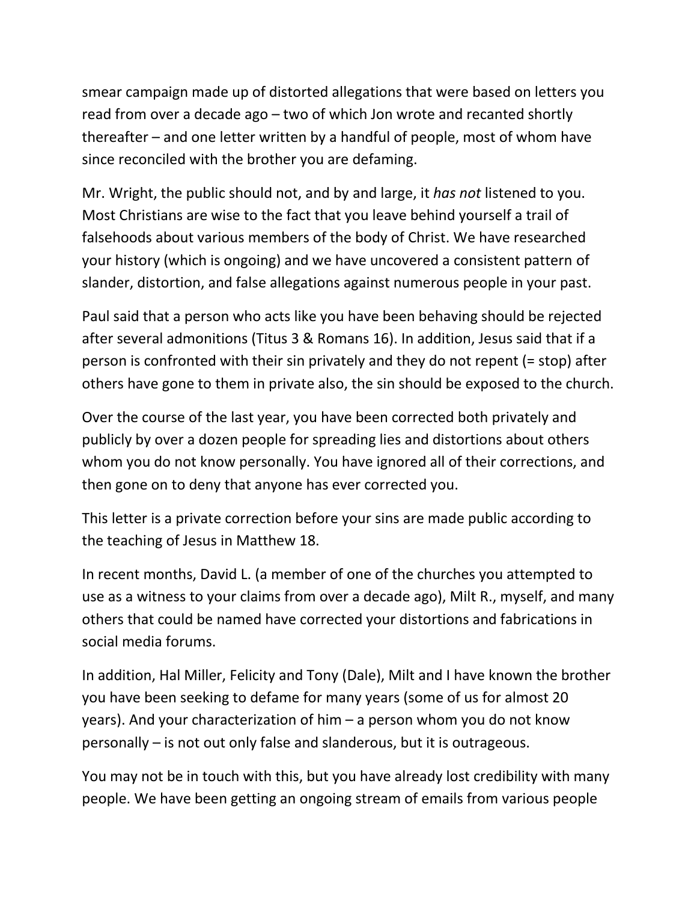smear campaign made up of distorted allegations that were based on letters you read from over a decade ago – two of which Jon wrote and recanted shortly thereafter – and one letter written by a handful of people, most of whom have since reconciled with the brother you are defaming.

Mr. Wright, the public should not, and by and large, it *has not* listened to you. Most Christians are wise to the fact that you leave behind yourself a trail of falsehoods about various members of the body of Christ. We have researched your history (which is ongoing) and we have uncovered a consistent pattern of slander, distortion, and false allegations against numerous people in your past.

Paul said that a person who acts like you have been behaving should be rejected after several admonitions (Titus 3 & Romans 16). In addition, Jesus said that if a person is confronted with their sin privately and they do not repent (= stop) after others have gone to them in private also, the sin should be exposed to the church.

Over the course of the last year, you have been corrected both privately and publicly by over a dozen people for spreading lies and distortions about others whom you do not know personally. You have ignored all of their corrections, and then gone on to deny that anyone has ever corrected you.

This letter is a private correction before your sins are made public according to the teaching of Jesus in Matthew 18.

In recent months, David L. (a member of one of the churches you attempted to use as a witness to your claims from over a decade ago), Milt R., myself, and many others that could be named have corrected your distortions and fabrications in social media forums.

In addition, Hal Miller, Felicity and Tony (Dale), Milt and I have known the brother you have been seeking to defame for many years (some of us for almost 20 years). And your characterization of him – a person whom you do not know personally – is not out only false and slanderous, but it is outrageous.

You may not be in touch with this, but you have already lost credibility with many people. We have been getting an ongoing stream of emails from various people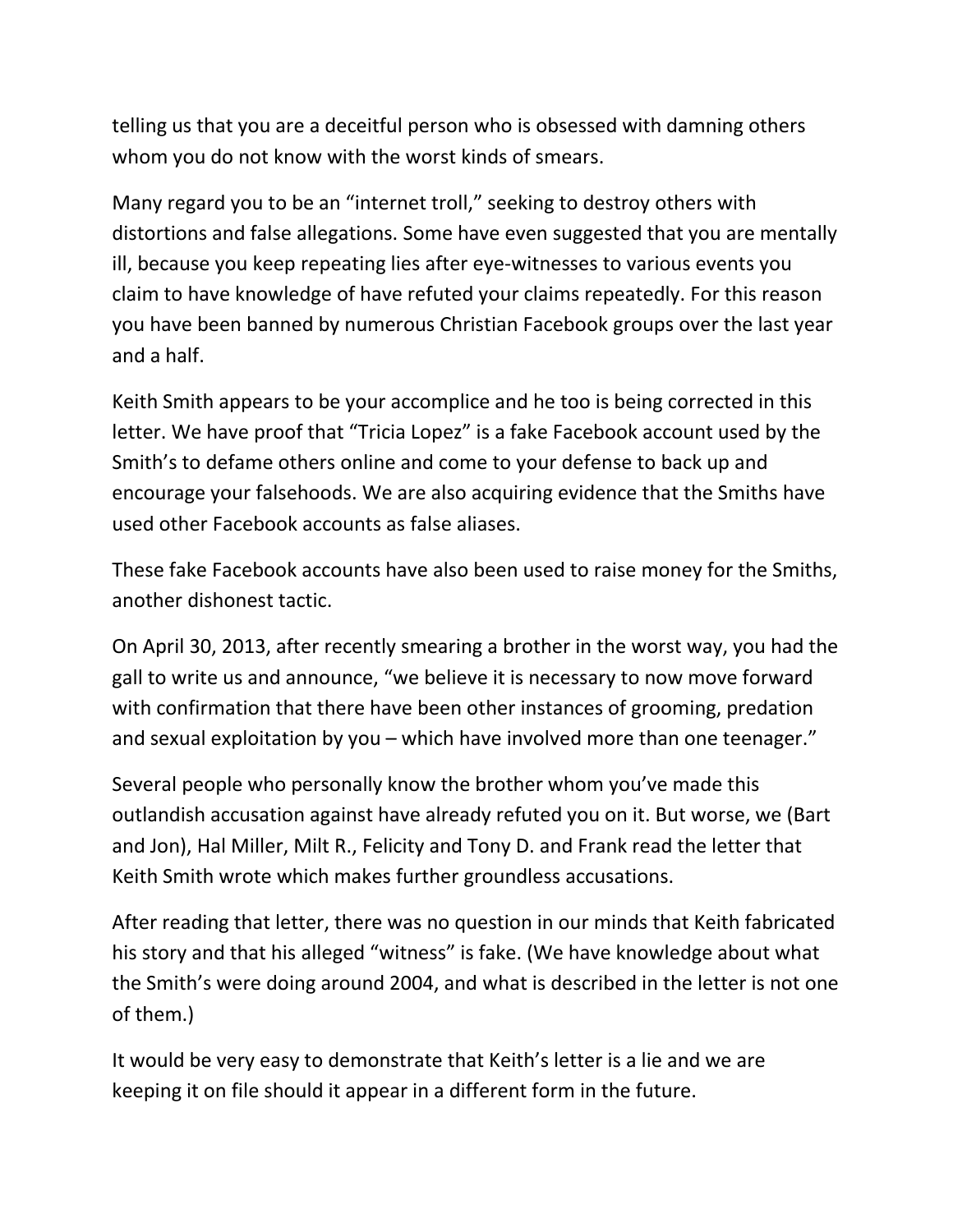telling us that you are a deceitful person who is obsessed with damning others whom you do not know with the worst kinds of smears.

Many regard you to be an "internet troll," seeking to destroy others with distortions and false allegations. Some have even suggested that you are mentally ill, because you keep repeating lies after eye-witnesses to various events you claim to have knowledge of have refuted your claims repeatedly. For this reason you have been banned by numerous Christian Facebook groups over the last year and a half.

Keith Smith appears to be your accomplice and he too is being corrected in this letter. We have proof that "Tricia Lopez" is a fake Facebook account used by the Smith's to defame others online and come to your defense to back up and encourage your falsehoods. We are also acquiring evidence that the Smiths have used other Facebook accounts as false aliases.

These fake Facebook accounts have also been used to raise money for the Smiths, another dishonest tactic.

On April 30, 2013, after recently smearing a brother in the worst way, you had the gall to write us and announce, "we believe it is necessary to now move forward with confirmation that there have been other instances of grooming, predation and sexual exploitation by you – which have involved more than one teenager."

Several people who personally know the brother whom you've made this outlandish accusation against have already refuted you on it. But worse, we (Bart and Jon), Hal Miller, Milt R., Felicity and Tony D. and Frank read the letter that Keith Smith wrote which makes further groundless accusations.

After reading that letter, there was no question in our minds that Keith fabricated his story and that his alleged "witness" is fake. (We have knowledge about what the Smith's were doing around 2004, and what is described in the letter is not one of them.)

It would be very easy to demonstrate that Keith's letter is a lie and we are keeping it on file should it appear in a different form in the future.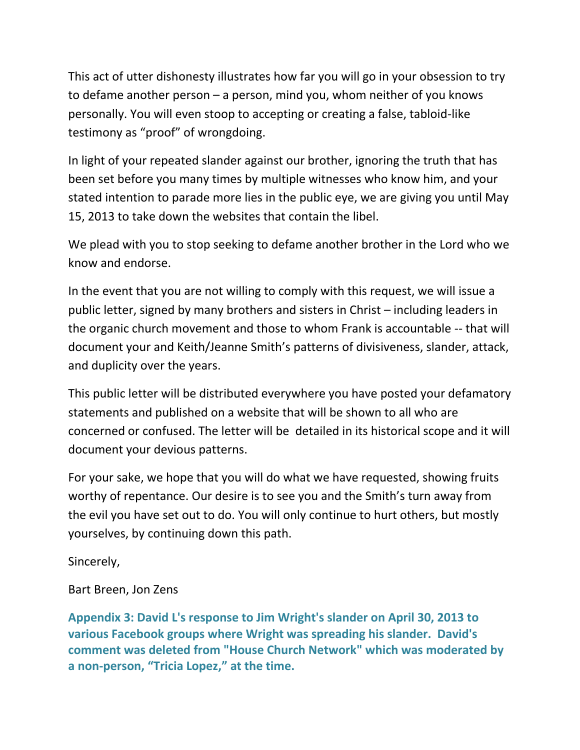This act of utter dishonesty illustrates how far you will go in your obsession to try to defame another person – a person, mind you, whom neither of you knows personally. You will even stoop to accepting or creating a false, tabloid-like testimony as “proof” of wrongdoing.

In light of your repeated slander against our brother, ignoring the truth that has been set before you many times by multiple witnesses who know him, and your stated intention to parade more lies in the public eye, we are giving you until May 15, 2013 to take down the websites that contain the libel.

We plead with you to stop seeking to defame another brother in the Lord who we know and endorse.

In the event that you are not willing to comply with this request, we will issue a public letter, signed by many brothers and sisters in Christ – including leaders in the organic church movement and those to whom Frank is accountable -- that will document your and Keith/Jeanne Smith’s patterns of divisiveness, slander, attack, and duplicity over the years.

This public letter will be distributed everywhere you have posted your defamatory statements and published on a website that will be shown to all who are concerned or confused. The letter will be detailed in its historical scope and it will document your devious patterns.

For your sake, we hope that you will do what we have requested, showing fruits worthy of repentance. Our desire is to see you and the Smith’s turn away from the evil you have set out to do. You will only continue to hurt others, but mostly yourselves, by continuing down this path.

Sincerely,

Bart Breen, Jon Zens

### Appendix 3: David L's response to Jim Wright's slander on April 30, 2013 to various Facebook groups where Wright was spreading his slander. David's comment was deleted from "House Church Network" which was moderated by a non-person, “Tricia Lopez,” at the time.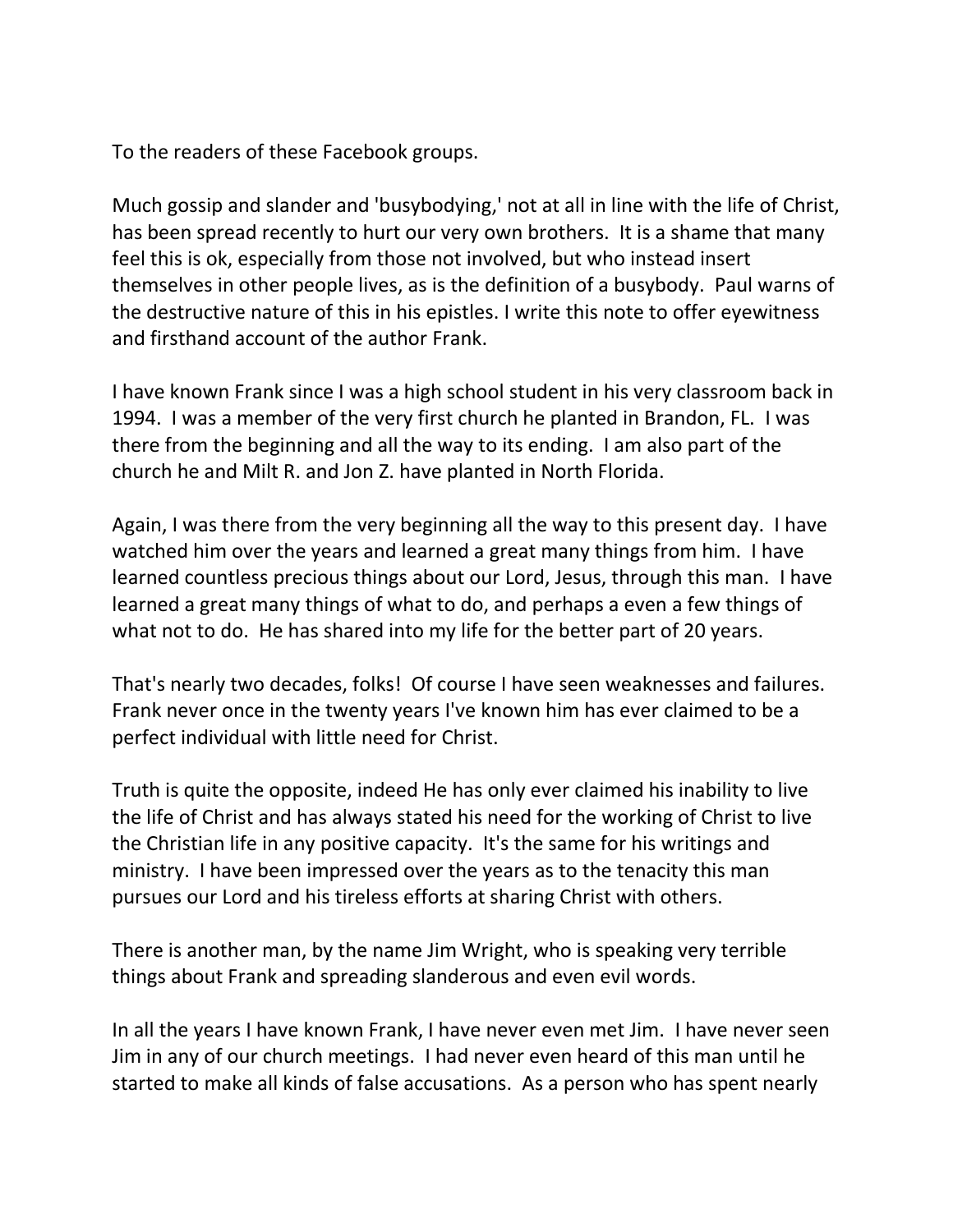To the readers of these Facebook groups.

Much gossip and slander and 'busybodying,' not at all in line with the life of Christ, has been spread recently to hurt our very own brothers. It is a shame that many feel this is ok, especially from those not involved, but who instead insert themselves in other people lives, as is the definition of a busybody. Paul warns of the destructive nature of this in his epistles. I write this note to offer eyewitness and firsthand account of the author Frank.

I have known Frank since I was a high school student in his very classroom back in 1994. I was a member of the very first church he planted in Brandon, FL. I was there from the beginning and all the way to its ending. I am also part of the church he and Milt R. and Jon Z. have planted in North Florida.

Again, I was there from the very beginning all the way to this present day. I have watched him over the years and learned a great many things from him. I have learned countless precious things about our Lord, Jesus, through this man. I have learned a great many things of what to do, and perhaps a even a few things of what not to do. He has shared into my life for the better part of 20 years.

That's nearly two decades, folks! Of course I have seen weaknesses and failures. Frank never once in the twenty years I've known him has ever claimed to be a perfect individual with little need for Christ.

Truth is quite the opposite, indeed He has only ever claimed his inability to live the life of Christ and has always stated his need for the working of Christ to live the Christian life in any positive capacity. It's the same for his writings and ministry. I have been impressed over the years as to the tenacity this man pursues our Lord and his tireless efforts at sharing Christ with others.

There is another man, by the name Jim Wright, who is speaking very terrible things about Frank and spreading slanderous and even evil words.

In all the years I have known Frank, I have never even met Jim. I have never seen Jim in any of our church meetings. I had never even heard of this man until he started to make all kinds of false accusations. As a person who has spent nearly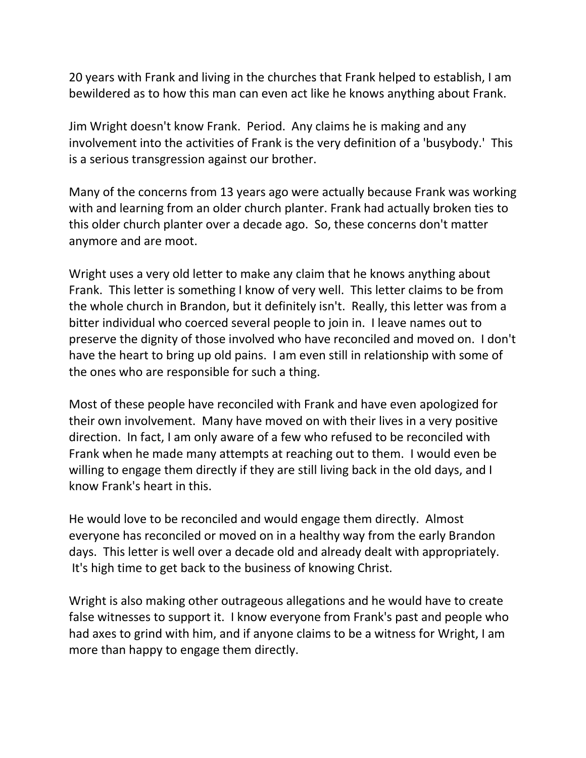20 years with Frank and living in the churches that Frank helped to establish, I am bewildered as to how this man can even act like he knows anything about Frank.

Jim Wright doesn't know Frank. Period. Any claims he is making and any involvement into the activities of Frank is the very definition of a 'busybody.' This is a serious transgression against our brother.

Many of the concerns from 13 years ago were actually because Frank was working with and learning from an older church planter. Frank had actually broken ties to this older church planter over a decade ago. So, these concerns don't matter anymore and are moot.

Wright uses a very old letter to make any claim that he knows anything about Frank. This letter is something I know of very well. This letter claims to be from the whole church in Brandon, but it definitely isn't. Really, this letter was from a bitter individual who coerced several people to join in. I leave names out to preserve the dignity of those involved who have reconciled and moved on. I don't have the heart to bring up old pains. I am even still in relationship with some of the ones who are responsible for such a thing.

Most of these people have reconciled with Frank and have even apologized for their own involvement. Many have moved on with their lives in a very positive direction. In fact, I am only aware of a few who refused to be reconciled with Frank when he made many attempts at reaching out to them. I would even be willing to engage them directly if they are still living back in the old days, and I know Frank's heart in this.

He would love to be reconciled and would engage them directly. Almost everyone has reconciled or moved on in a healthy way from the early Brandon days. This letter is well over a decade old and already dealt with appropriately. It's high time to get back to the business of knowing Christ.

Wright is also making other outrageous allegations and he would have to create false witnesses to support it. I know everyone from Frank's past and people who had axes to grind with him, and if anyone claims to be a witness for Wright, I am more than happy to engage them directly.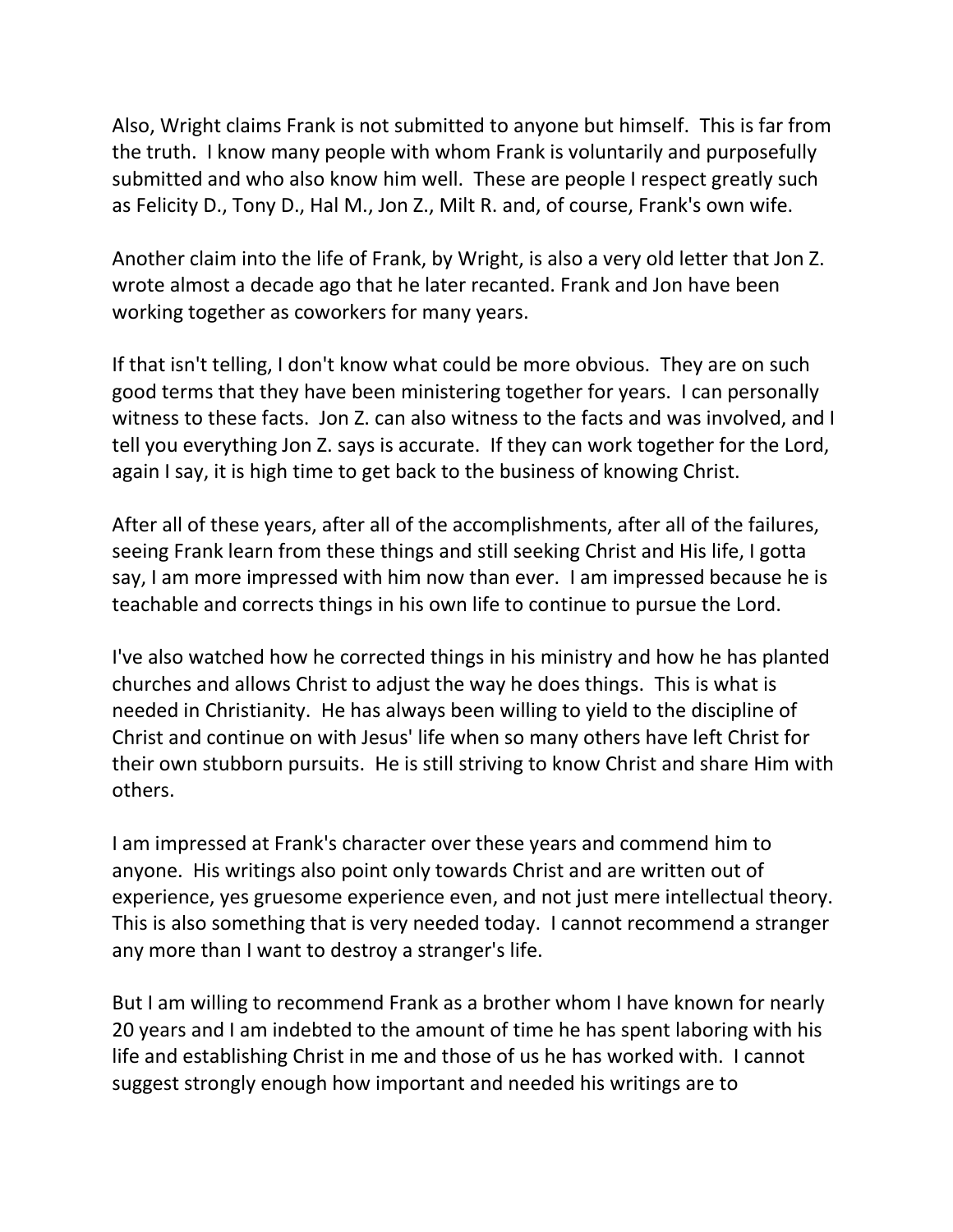Also, Wright claims Frank is not submitted to anyone but himself. This is far from the truth. I know many people with whom Frank is voluntarily and purposefully submitted and who also know him well. These are people I respect greatly such as Felicity D., Tony D., Hal M., Jon Z., Milt R. and, of course, Frank's own wife.

Another claim into the life of Frank, by Wright, is also a very old letter that Jon Z. wrote almost a decade ago that he later recanted. Frank and Jon have been working together as coworkers for many years.

If that isn't telling, I don't know what could be more obvious. They are on such good terms that they have been ministering together for years. I can personally witness to these facts. Jon Z. can also witness to the facts and was involved, and I tell you everything Jon Z. says is accurate. If they can work together for the Lord, again I say, it is high time to get back to the business of knowing Christ.

After all of these years, after all of the accomplishments, after all of the failures, seeing Frank learn from these things and still seeking Christ and His life, I gotta say, I am more impressed with him now than ever. I am impressed because he is teachable and corrects things in his own life to continue to pursue the Lord.

I've also watched how he corrected things in his ministry and how he has planted churches and allows Christ to adjust the way he does things. This is what is needed in Christianity. He has always been willing to yield to the discipline of Christ and continue on with Jesus' life when so many others have left Christ for their own stubborn pursuits. He is still striving to know Christ and share Him with others.

I am impressed at Frank's character over these years and commend him to anyone. His writings also point only towards Christ and are written out of experience, yes gruesome experience even, and not just mere intellectual theory. This is also something that is very needed today. I cannot recommend a stranger any more than I want to destroy a stranger's life.

But I am willing to recommend Frank as a brother whom I have known for nearly 20 years and I am indebted to the amount of time he has spent laboring with his life and establishing Christ in me and those of us he has worked with. I cannot suggest strongly enough how important and needed his writings are to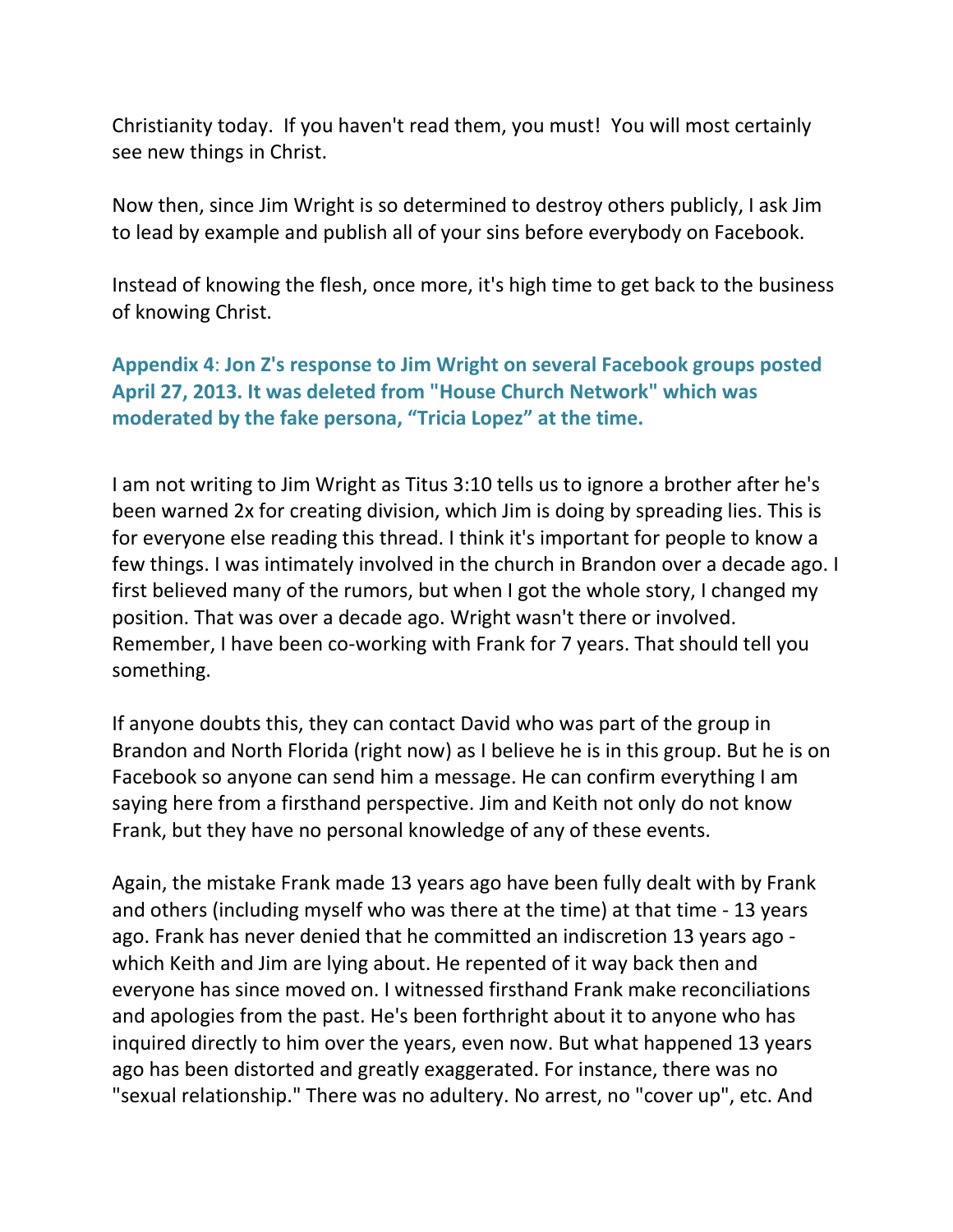Christianity today. If you haven't read them, you must! You will most certainly see new things in Christ.

Now then, since Jim Wright is so determined to destroy others publicly, I ask Jim to lead by example and publish all of your sins before everybody on Facebook.

Instead of knowing the flesh, once more, it's high time to get back to the business of knowing Christ.

### Appendix 4: Jon Z's response to Jim Wright on several Facebook groups posted April 27, 2013. It was deleted from "House Church Network" which was moderated by the fake persona, "Tricia Lopez" at the time.

I am not writing to Jim Wright as Titus 3:10 tells us to ignore a brother after he's been warned 2x for creating division, which Jim is doing by spreading lies. This is for everyone else reading this thread. I think it's important for people to know a few things. I was intimately involved in the church in Brandon over a decade ago. I first believed many of the rumors, but when I got the whole story, I changed my position. That was over a decade ago. Wright wasn't there or involved. Remember, I have been co-working with Frank for 7 years. That should tell you something.

If anyone doubts this, they can contact David who was part of the group in Brandon and North Florida (right now) as I believe he is in this group. But he is on Facebook so anyone can send him a message. He can confirm everything I am saying here from a firsthand perspective. Jim and Keith not only do not know Frank, but they have no personal knowledge of any of these events.

Again, the mistake Frank made 13 years ago have been fully dealt with by Frank and others (including myself who was there at the time) at that time - 13 years ago. Frank has never denied that he committed an indiscretion 13 years ago - which Keith and Jim are lying about. He repented of it way back then and everyone has since moved on. I witnessed firsthand Frank make reconciliations and apologies from the past. He's been forthright about it to anyone who has inquired directly to him over the years, even now. But what happened 13 years ago has been distorted and greatly exaggerated. For instance, there was no "sexual relationship." There was no adultery. No arrest, no "cover up", etc. And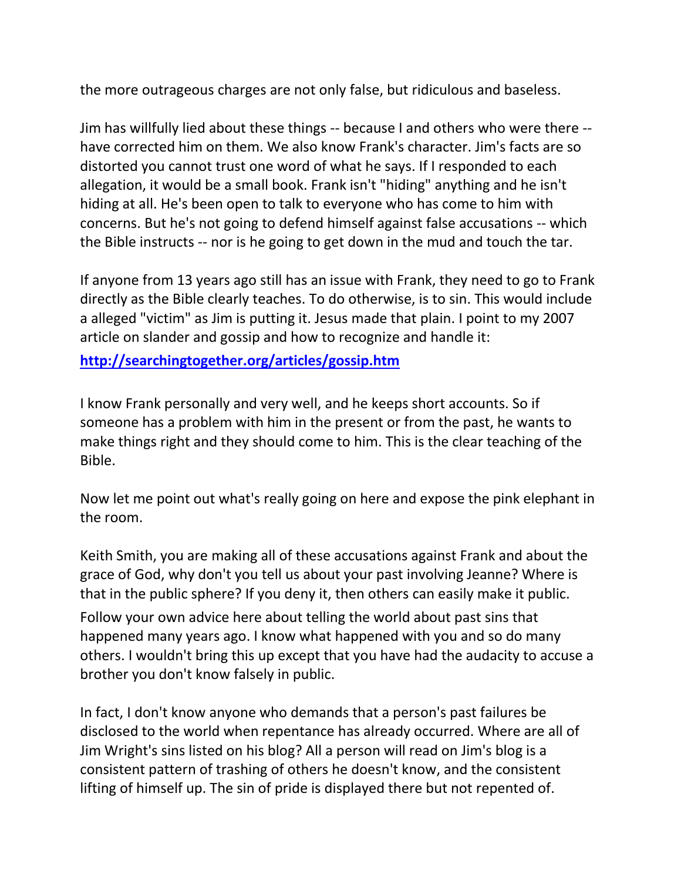the more outrageous charges are not only false, but ridiculous and baseless.

Jim has willfully lied about these things -- because I and others who were there -- have corrected him on them. We also know Frank's character. Jim's facts are so distorted you cannot trust one word of what he says. If I responded to each allegation, it would be a small book. Frank isn't "hiding" anything and he isn't hiding at all. He's been open to talk to everyone who has come to him with concerns. But he's not going to defend himself against false accusations -- which the Bible instructs -- nor is he going to get down in the mud and touch the tar.

If anyone from 13 years ago still has an issue with Frank, they need to go to Frank directly as the Bible clearly teaches. To do otherwise, is to sin. This would include a alleged "victim" as Jim is putting it. Jesus made that plain. I point to my 2007 article on slander and gossip and how to recognize and handle it:

**http://searchingtogether.org/articles/gossip.htm**

I know Frank personally and very well, and he keeps short accounts. So if someone has a problem with him in the present or from the past, he wants to make things right and they should come to him. This is the clear teaching of the Bible.

Now let me point out what's really going on here and expose the pink elephant in the room.

Keith Smith, you are making all of these accusations against Frank and about the grace of God, why don't you tell us about your past involving Jeanne? Where is that in the public sphere? If you deny it, then others can easily make it public.

Follow your own advice here about telling the world about past sins that happened many years ago. I know what happened with you and so do many others. I wouldn't bring this up except that you have had the audacity to accuse a brother you don't know falsely in public.

In fact, I don't know anyone who demands that a person's past failures be disclosed to the world when repentance has already occurred. Where are all of Jim Wright's sins listed on his blog? All a person will read on Jim's blog is a consistent pattern of trashing of others he doesn't know, and the consistent lifting of himself up. The sin of pride is displayed there but not repented of.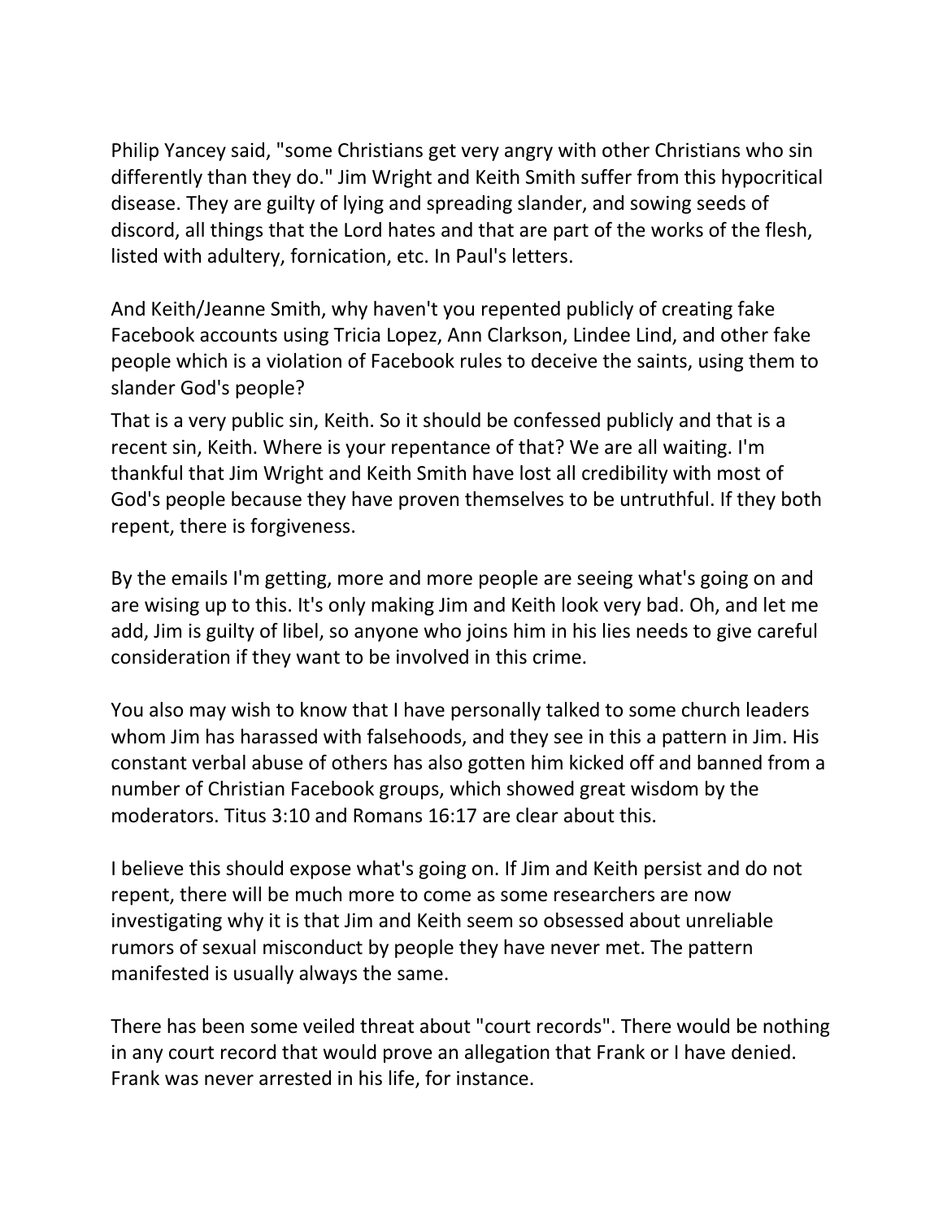Philip Yancey said, "some Christians get very angry with other Christians who sin differently than they do." Jim Wright and Keith Smith suffer from this hypocritical disease. They are guilty of lying and spreading slander, and sowing seeds of discord, all things that the Lord hates and that are part of the works of the flesh, listed with adultery, fornication, etc. In Paul's letters.

And Keith/Jeanne Smith, why haven't you repented publicly of creating fake Facebook accounts using Tricia Lopez, Ann Clarkson, Lindee Lind, and other fake people which is a violation of Facebook rules to deceive the saints, using them to slander God's people?

That is a very public sin, Keith. So it should be confessed publicly and that is a recent sin, Keith. Where is your repentance of that? We are all waiting. I'm thankful that Jim Wright and Keith Smith have lost all credibility with most of God's people because they have proven themselves to be untruthful. If they both repent, there is forgiveness.

By the emails I'm getting, more and more people are seeing what's going on and are wising up to this. It's only making Jim and Keith look very bad. Oh, and let me add, Jim is guilty of libel, so anyone who joins him in his lies needs to give careful consideration if they want to be involved in this crime.

You also may wish to know that I have personally talked to some church leaders whom Jim has harassed with falsehoods, and they see in this a pattern in Jim. His constant verbal abuse of others has also gotten him kicked off and banned from a number of Christian Facebook groups, which showed great wisdom by the moderators. Titus 3:10 and Romans 16:17 are clear about this.

I believe this should expose what's going on. If Jim and Keith persist and do not repent, there will be much more to come as some researchers are now investigating why it is that Jim and Keith seem so obsessed about unreliable rumors of sexual misconduct by people they have never met. The pattern manifested is usually always the same.

There has been some veiled threat about "court records". There would be nothing in any court record that would prove an allegation that Frank or I have denied. Frank was never arrested in his life, for instance.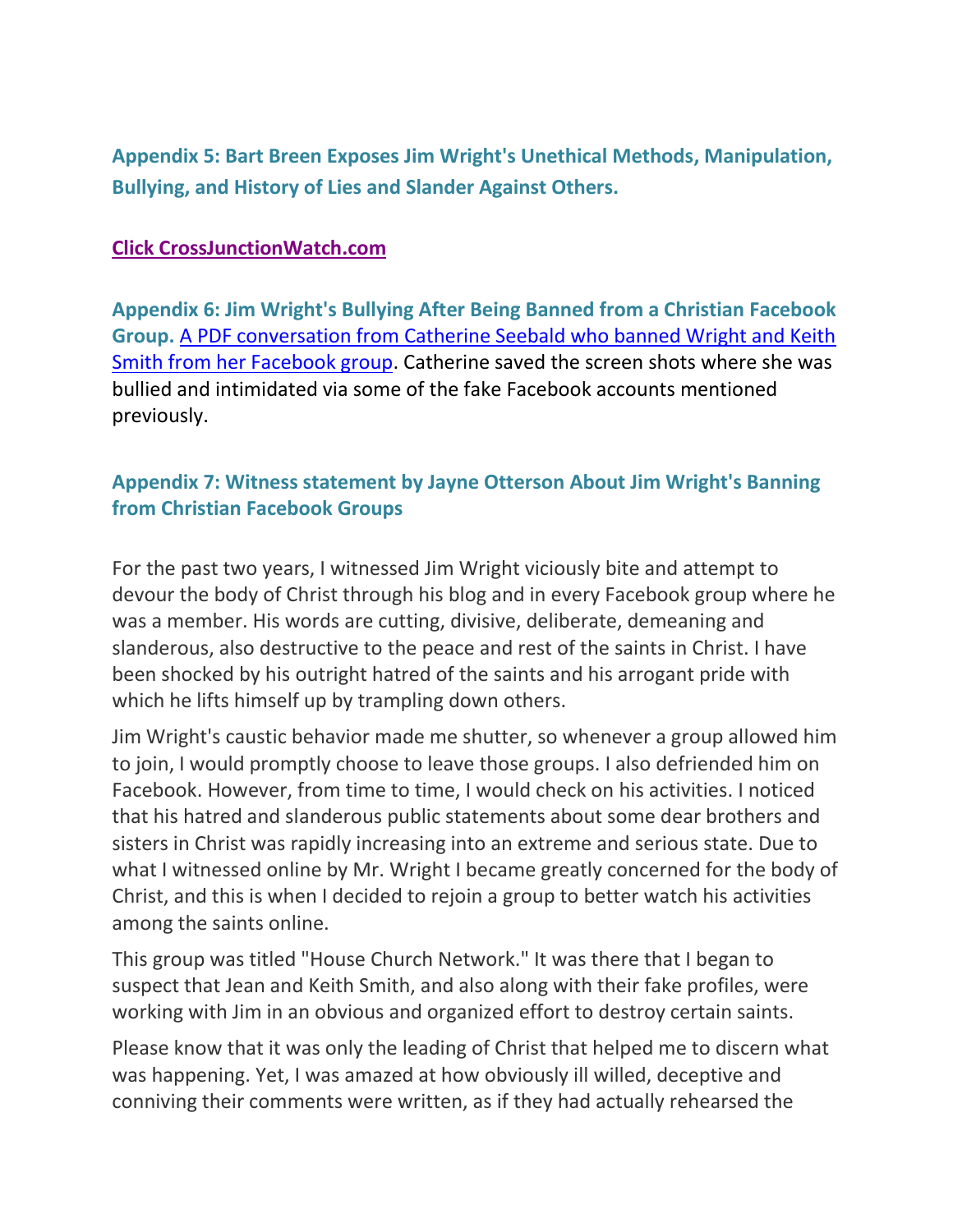### Appendix 5: Bart Breen Exposes Jim Wright's Unethical Methods, Manipulation, Bullying, and History of Lies and Slander Against Others.

**Click CrossJunctionWatch.com**

**Appendix 6: Jim Wright's Bullying After Being Banned from a Christian Facebook Group.** A PDF conversation from Catherine Seebald who banned Wright and Keith Smith from her Facebook group. Catherine saved the screen shots where she was bullied and intimidated via some of the fake Facebook accounts mentioned previously.

### Appendix 7: Witness statement by Jayne Otterson About Jim Wright's Banning from Christian Facebook Groups

For the past two years, I witnessed Jim Wright viciously bite and attempt to devour the body of Christ through his blog and in every Facebook group where he was a member. His words are cutting, divisive, deliberate, demeaning and slanderous, also destructive to the peace and rest of the saints in Christ. I have been shocked by his outright hatred of the saints and his arrogant pride with which he lifts himself up by trampling down others.

Jim Wright's caustic behavior made me shutter, so whenever a group allowed him to join, I would promptly choose to leave those groups. I also defriended him on Facebook. However, from time to time, I would check on his activities. I noticed that his hatred and slanderous public statements about some dear brothers and sisters in Christ was rapidly increasing into an extreme and serious state. Due to what I witnessed online by Mr. Wright I became greatly concerned for the body of Christ, and this is when I decided to rejoin a group to better watch his activities among the saints online.

This group was titled "House Church Network." It was there that I began to suspect that Jean and Keith Smith, and also along with their fake profiles, were working with Jim in an obvious and organized effort to destroy certain saints.

Please know that it was only the leading of Christ that helped me to discern what was happening. Yet, I was amazed at how obviously ill willed, deceptive and conniving their comments were written, as if they had actually rehearsed the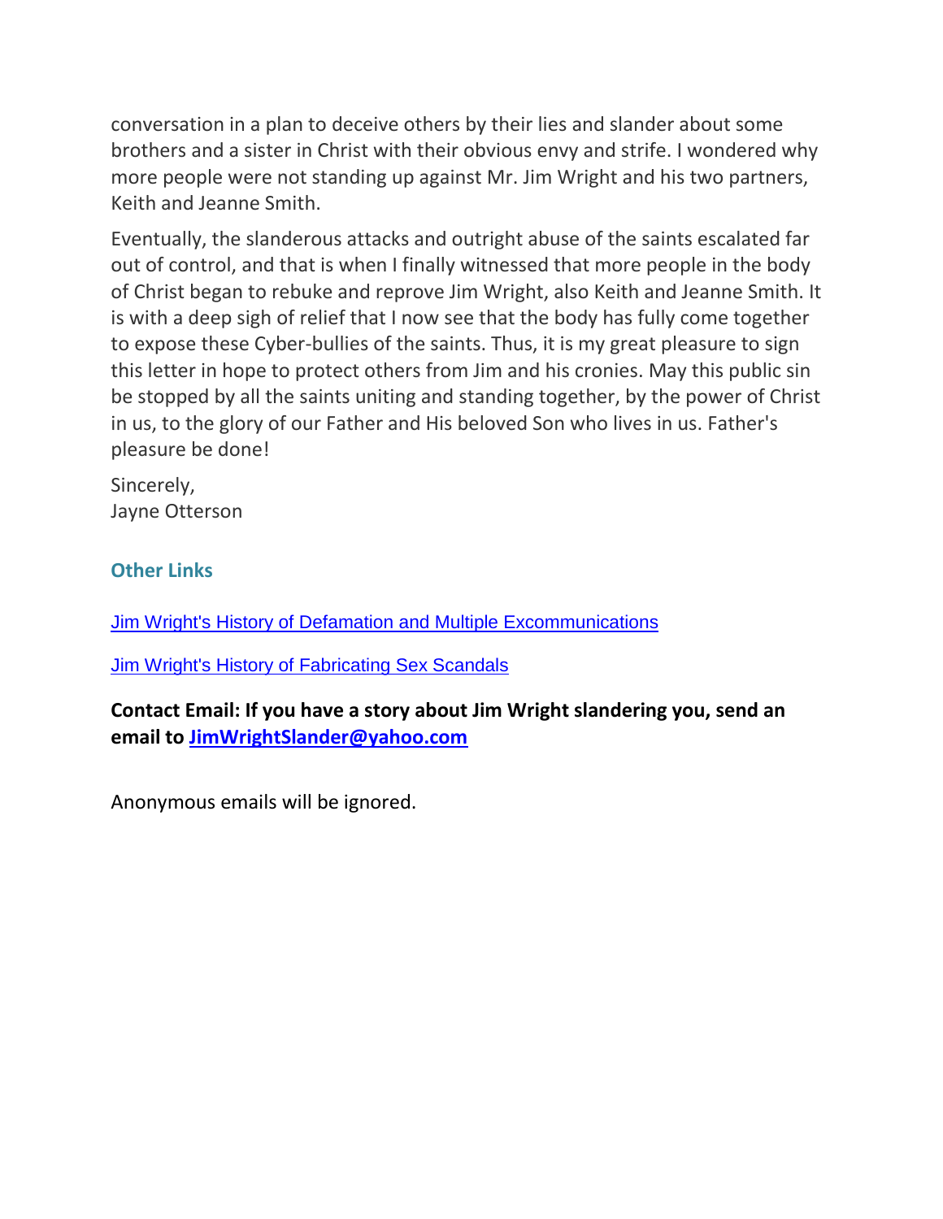conversation in a plan to deceive others by their lies and slander about some brothers and a sister in Christ with their obvious envy and strife. I wondered why more people were not standing up against Mr. Jim Wright and his two partners, Keith and Jeanne Smith.

Eventually, the slanderous attacks and outright abuse of the saints escalated far out of control, and that is when I finally witnessed that more people in the body of Christ began to rebuke and reprove Jim Wright, also Keith and Jeanne Smith. It is with a deep sigh of relief that I now see that the body has fully come together to expose these Cyber-bullies of the saints. Thus, it is my great pleasure to sign this letter in hope to protect others from Jim and his cronies. May this public sin be stopped by all the saints uniting and standing together, by the power of Christ in us, to the glory of our Father and His beloved Son who lives in us. Father's pleasure be done!

Sincerely,
Jayne Otterson

## Other Links

Jim Wright's History of Defamation and Multiple Excommunications

Jim Wright's History of Fabricating Sex Scandals

**Contact Email: If you have a story about Jim Wright slandering you, send an email to JimWrightSlander@yahoo.com**

Anonymous emails will be ignored.